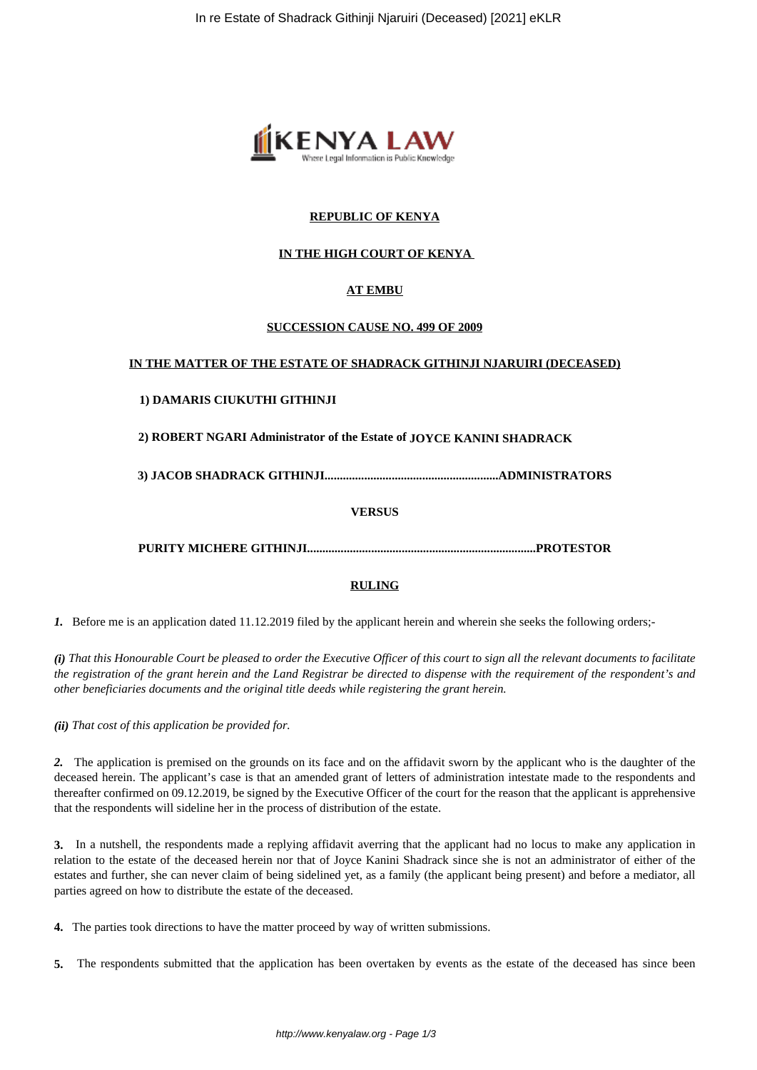**REPUBLIC OF KENYA**

**IN THE HIGH COURT OF KENYA**

**AT EMBU**

**SUCCESSION CAUSE NO. 499 OF 2009**

**IN THE MATTER OF THE ESTATE OF SHADRACK GITHINJI NJARUIRI (DECEASED)**

**1) DAMARIS CIUKUTHI GITHINJI**

**2) ROBERT NGARI Administrator of the Estate of JOYCE KANINI SHADRACK**

**3) JACOB SHADRACK GITHINJI.........................................................ADMINISTRATORS**

**VERSUS**

**PURITY MICHERE GITHINJI...........................................................................PROTESTOR**

**RULING**

***1.*** Before me is an application dated 11.12.2019 filed by the applicant herein and wherein she seeks the following orders;-

***(i)*** *That this Honourable Court be pleased to order the Executive Officer of this court to sign all the relevant documents to facilitate the registration of the grant herein and the Land Registrar be directed to dispense with the requirement of the respondent's and other beneficiaries documents and the original title deeds while registering the grant herein.*

***(ii)*** *That cost of this application be provided for.*

***2.*** The application is premised on the grounds on its face and on the affidavit sworn by the applicant who is the daughter of the deceased herein. The applicant's case is that an amended grant of letters of administration intestate made to the respondents and thereafter confirmed on 09.12.2019, be signed by the Executive Officer of the court for the reason that the applicant is apprehensive that the respondents will sideline her in the process of distribution of the estate.

**3.** In a nutshell, the respondents made a replying affidavit averring that the applicant had no locus to make any application in relation to the estate of the deceased herein nor that of Joyce Kanini Shadrack since she is not an administrator of either of the estates and further, she can never claim of being sidelined yet, as a family (the applicant being present) and before a mediator, all parties agreed on how to distribute the estate of the deceased.

**4.** The parties took directions to have the matter proceed by way of written submissions.

**5.** The respondents submitted that the application has been overtaken by events as the estate of the deceased has since been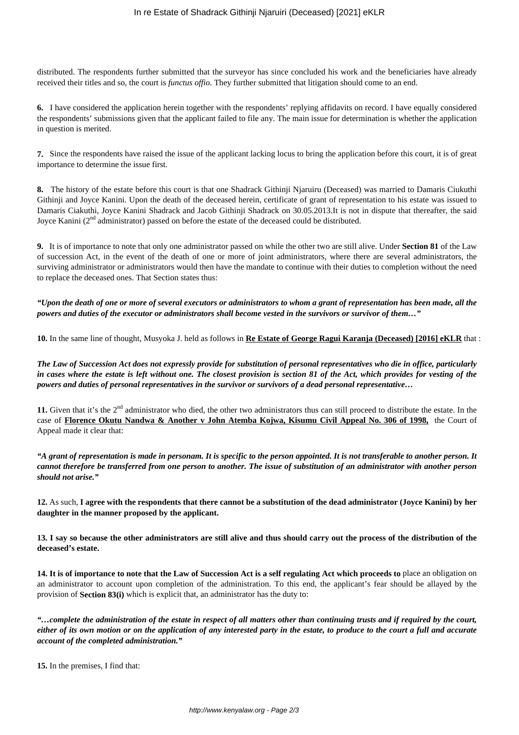distributed. The respondents further submitted that the surveyor has since concluded his work and the beneficiaries have already received their titles and so, the court is *functus offio*. They further submitted that litigation should come to an end.

**6.** I have considered the application herein together with the respondents' replying affidavits on record. I have equally considered the respondents' submissions given that the applicant failed to file any. The main issue for determination is whether the application in question is merited.

**7.** Since the respondents have raised the issue of the applicant lacking locus to bring the application before this court, it is of great importance to determine the issue first.

**8.** The history of the estate before this court is that one Shadrack Githinji Njaruiru (Deceased) was married to Damaris Ciukuthi Githinji and Joyce Kanini. Upon the death of the deceased herein, certificate of grant of representation to his estate was issued to Damaris Ciakuthi, Joyce Kanini Shadrack and Jacob Githinji Shadrack on 30.05.2013.It is not in dispute that thereafter, the said Joyce Kanini (2nd administrator) passed on before the estate of the deceased could be distributed.

**9.** It is of importance to note that only one administrator passed on while the other two are still alive. Under **Section 81** of the Law of succession Act, in the event of the death of one or more of joint administrators, where there are several administrators, the surviving administrator or administrators would then have the mandate to continue with their duties to completion without the need to replace the deceased ones. That Section states thus:

***"Upon the death of one or more of several executors or administrators to whom a grant of representation has been made, all the powers and duties of the executor or administrators shall become vested in the survivors or survivor of them…"***

**10.** In the same line of thought, Musyoka J. held as follows in **Re Estate of George Ragui Karanja (Deceased) [2016] eKLR** that :

***The Law of Succession Act does not expressly provide for substitution of personal representatives who die in office, particularly in cases where the estate is left without one. The closest provision is section 81 of the Act, which provides for vesting of the powers and duties of personal representatives in the survivor or survivors of a dead personal representative…***

**11.** Given that it's the 2nd administrator who died, the other two administrators thus can still proceed to distribute the estate. In the case of **Florence Okutu Nandwa & Another v John Atemba Kojwa, Kisumu Civil Appeal No. 306 of 1998,** the Court of Appeal made it clear that:

***"A grant of representation is made in personam. It is specific to the person appointed. It is not transferable to another person. It cannot therefore be transferred from one person to another. The issue of substitution of an administrator with another person should not arise."***

**12.** As such, **I agree with the respondents that there cannot be a substitution of the dead administrator (Joyce Kanini) by her daughter in the manner proposed by the applicant.**

**13. I say so because the other administrators are still alive and thus should carry out the process of the distribution of the deceased's estate.**

**14. It is of importance to note that the Law of Succession Act is a self regulating Act which proceeds to** place an obligation on an administrator to account upon completion of the administration. To this end, the applicant's fear should be allayed by the provision of **Section 83(i)** which is explicit that, an administrator has the duty to:

***"…complete the administration of the estate in respect of all matters other than continuing trusts and if required by the court, either of its own motion or on the application of any interested party in the estate, to produce to the court a full and accurate account of the completed administration."***

**15.** In the premises, I find that: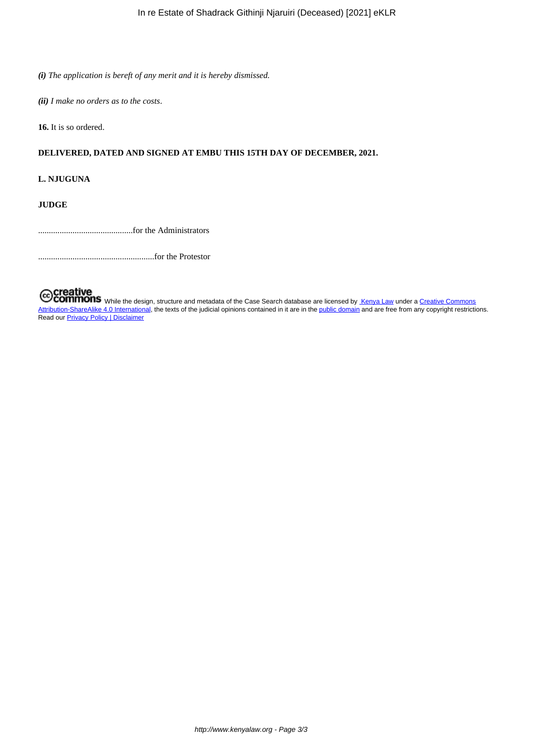***(i)*** *The application is bereft of any merit and it is hereby dismissed.*

***(ii)*** *I make no orders as to the costs.*

**16.** It is so ordered.

**DELIVERED, DATED AND SIGNED AT EMBU THIS 15TH DAY OF DECEMBER, 2021.**

**L. NJUGUNA**

**JUDGE**

............................................for the Administrators

......................................................for the Protestor

While the design, structure and metadata of the Case Search database are licensed by Kenya Law under a Creative Commons Attribution-ShareAlike 4.0 International, the texts of the judicial opinions contained in it are in the public domain and are free from any copyright restrictions. Read our Privacy Policy | Disclaimer